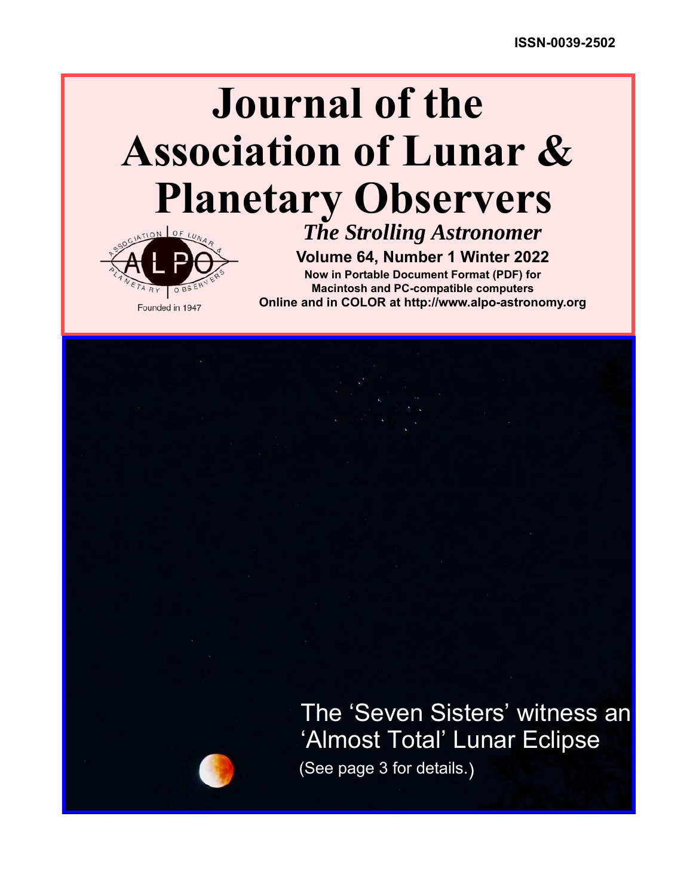ISSN-0039-2502

# Journal of the Association of Lunar & Planetary Observers

*The Strolling Astronomer*

**Volume 64, Number 1 Winter 2022**

**Now in Portable Document Format (PDF) for Macintosh and PC-compatible computers**

**Online and in COLOR at http://www.alpo-astronomy.org**

ASSOCIATION OF LUNAR & PLANETARY OBSERVERS

ALPO

Founded in 1947

The 'Seven Sisters' witness an 'Almost Total' Lunar Eclipse

(See page 3 for details.)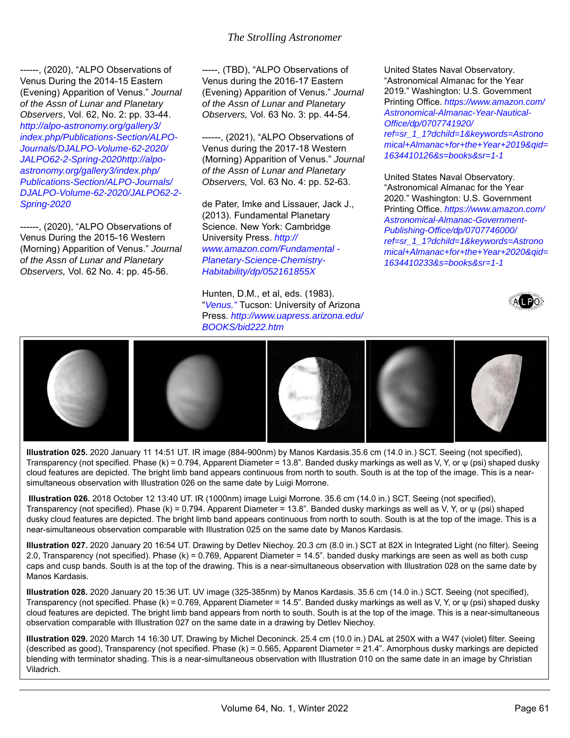------, (2020), "ALPO Observations of Venus During the 2014-15 Eastern (Evening) Apparition of Venus." *Journal of the Assn of Lunar and Planetary Observers*, Vol. 62, No. 2: pp. 33-44. *http://alpo-astronomy.org/gallery3/index.php/Publications-Section/ALPO-Journals/DJALPO-Volume-62-2020/JALPO62-2-Spring-2020http://alpo-astronomy.org/gallery3/index.php/Publications-Section/ALPO-Journals/DJALPO-Volume-62-2020/JALPO62-2-Spring-2020*

------, (2020), "ALPO Observations of Venus During the 2015-16 Western (Morning) Apparition of Venus." *Journal of the Assn of Lunar and Planetary Observers,* Vol. 62 No. 4: pp. 45-56.

-----, (TBD), "ALPO Observations of Venus during the 2016-17 Eastern (Evening) Apparition of Venus." *Journal of the Assn of Lunar and Planetary Observers,* Vol. 63 No. 3: pp. 44-54.

------, (2021), "ALPO Observations of Venus during the 2017-18 Western (Morning) Apparition of Venus." *Journal of the Assn of Lunar and Planetary Observers,* Vol. 63 No. 4: pp. 52-63.

de Pater, Imke and Lissauer, Jack J., (2013). Fundamental Planetary Science. New York: Cambridge University Press. *http://www.amazon.com/Fundamental -Planetary-Science-Chemistry-Habitability/dp/052161855X*

Hunten, D.M., et al, eds. (1983). "*Venus.*" Tucson: University of Arizona Press. *http://www.uapress.arizona.edu/BOOKS/bid222.htm*

United States Naval Observatory. "Astronomical Almanac for the Year 2019." Washington: U.S. Government Printing Office. *https://www.amazon.com/Astronomical-Almanac-Year-Nautical-Office/dp/0707741920/ref=sr_1_1?dchild=1&keywords=Astronomical+Almanac+for+the+Year+2019&qid=1634410126&s=books&sr=1-1*

United States Naval Observatory. "Astronomical Almanac for the Year 2020." Washington: U.S. Government Printing Office. *https://www.amazon.com/Astronomical-Almanac-Government-Publishing-Office/dp/0707746000/ref=sr_1_1?dchild=1&keywords=Astronomical+Almanac+for+the+Year+2020&qid=1634410233&s=books&sr=1-1*

**Illustration 025.** 2020 January 11 14:51 UT. IR image (884-900nm) by Manos Kardasis.35.6 cm (14.0 in.) SCT. Seeing (not specified), Transparency (not specified. Phase (k) = 0.794, Apparent Diameter = 13.8". Banded dusky markings as well as V, Y, or ψ (psi) shaped dusky cloud features are depicted. The bright limb band appears continuous from north to south. South is at the top of the image. This is a near-simultaneous observation with Illustration 026 on the same date by Luigi Morrone.

**Illustration 026.** 2018 October 12 13:40 UT. IR (1000nm) image Luigi Morrone. 35.6 cm (14.0 in.) SCT. Seeing (not specified), Transparency (not specified). Phase (k) = 0.794. Apparent Diameter = 13.8". Banded dusky markings as well as V, Y, or ψ (psi) shaped dusky cloud features are depicted. The bright limb band appears continuous from north to south. South is at the top of the image. This is a near-simultaneous observation comparable with Illustration 025 on the same date by Manos Kardasis.

**Illustration 027.** 2020 January 20 16:54 UT. Drawing by Detlev Niechoy. 20.3 cm (8.0 in.) SCT at 82X in Integrated Light (no filter). Seeing 2.0, Transparency (not specified). Phase (k) = 0.769, Apparent Diameter = 14.5". banded dusky markings are seen as well as both cusp caps and cusp bands. South is at the top of the drawing. This is a near-simultaneous observation with Illustration 028 on the same date by Manos Kardasis.

**Illustration 028.** 2020 January 20 15:36 UT. UV image (325-385nm) by Manos Kardasis. 35.6 cm (14.0 in.) SCT. Seeing (not specified), Transparency (not specified. Phase (k) = 0.769, Apparent Diameter = 14.5". Banded dusky markings as well as V, Y, or ψ (psi) shaped dusky cloud features are depicted. The bright limb band appears from north to south. South is at the top of the image. This is a near-simultaneous observation comparable with Illustration 027 on the same date in a drawing by Detlev Niechoy.

**Illustration 029.** 2020 March 14 16:30 UT. Drawing by Michel Deconinck. 25.4 cm (10.0 in.) DAL at 250X with a W47 (violet) filter. Seeing (described as good), Transparency (not specified. Phase (k) = 0.565, Apparent Diameter = 21.4". Amorphous dusky markings are depicted blending with terminator shading. This is a near-simultaneous observation with Illustration 010 on the same date in an image by Christian Viladrich.